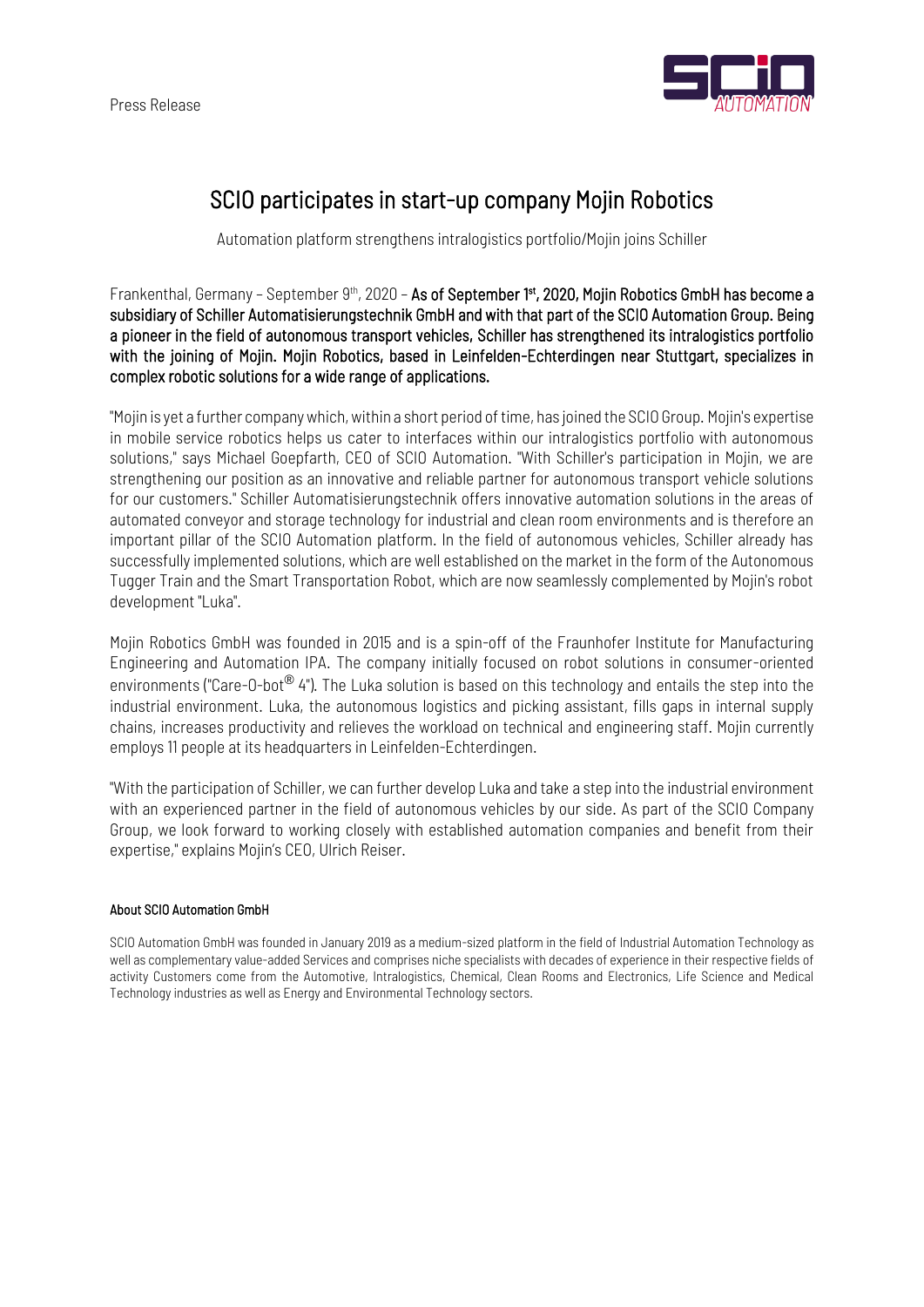Press Release

# SCIO participates in start-up company Mojin Robotics

Automation platform strengthens intralogistics portfolio/Mojin joins Schiller

Frankenthal, Germany – September 9th, 2020 – **As of September 1st, 2020, Mojin Robotics GmbH has become a subsidiary of Schiller Automatisierungstechnik GmbH and with that part of the SCIO Automation Group. Being a pioneer in the field of autonomous transport vehicles, Schiller has strengthened its intralogistics portfolio with the joining of Mojin. Mojin Robotics, based in Leinfelden-Echterdingen near Stuttgart, specializes in complex robotic solutions for a wide range of applications.**

"Mojin is yet a further company which, within a short period of time, has joined the SCIO Group. Mojin's expertise in mobile service robotics helps us cater to interfaces within our intralogistics portfolio with autonomous solutions," says Michael Goepfarth, CEO of SCIO Automation. "With Schiller's participation in Mojin, we are strengthening our position as an innovative and reliable partner for autonomous transport vehicle solutions for our customers." Schiller Automatisierungstechnik offers innovative automation solutions in the areas of automated conveyor and storage technology for industrial and clean room environments and is therefore an important pillar of the SCIO Automation platform. In the field of autonomous vehicles, Schiller already has successfully implemented solutions, which are well established on the market in the form of the Autonomous Tugger Train and the Smart Transportation Robot, which are now seamlessly complemented by Mojin's robot development "Luka".

Mojin Robotics GmbH was founded in 2015 and is a spin-off of the Fraunhofer Institute for Manufacturing Engineering and Automation IPA. The company initially focused on robot solutions in consumer-oriented environments ("Care-O-bot® 4"). The Luka solution is based on this technology and entails the step into the industrial environment. Luka, the autonomous logistics and picking assistant, fills gaps in internal supply chains, increases productivity and relieves the workload on technical and engineering staff. Mojin currently employs 11 people at its headquarters in Leinfelden-Echterdingen.

"With the participation of Schiller, we can further develop Luka and take a step into the industrial environment with an experienced partner in the field of autonomous vehicles by our side. As part of the SCIO Company Group, we look forward to working closely with established automation companies and benefit from their expertise," explains Mojin's CEO, Ulrich Reiser.

#### About SCIO Automation GmbH

SCIO Automation GmbH was founded in January 2019 as a medium-sized platform in the field of Industrial Automation Technology as well as complementary value-added Services and comprises niche specialists with decades of experience in their respective fields of activity Customers come from the Automotive, Intralogistics, Chemical, Clean Rooms and Electronics, Life Science and Medical Technology industries as well as Energy and Environmental Technology sectors.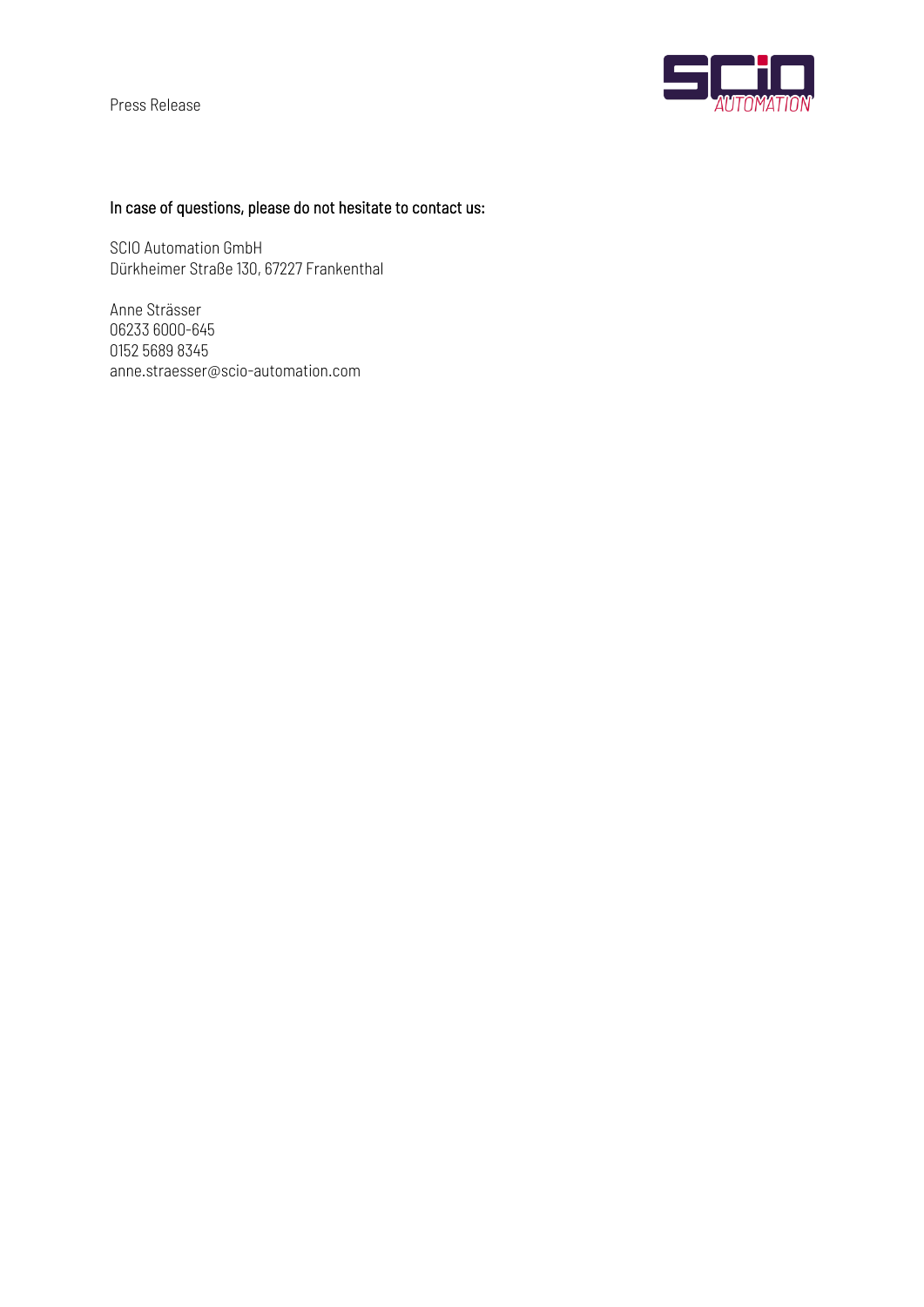In case of questions, please do not hesitate to contact us:

SCIO Automation GmbH
Dürkheimer Straße 130, 67227 Frankenthal

Anne Strässer
06233 6000-645
0152 5689 8345
anne.straesser@scio-automation.com